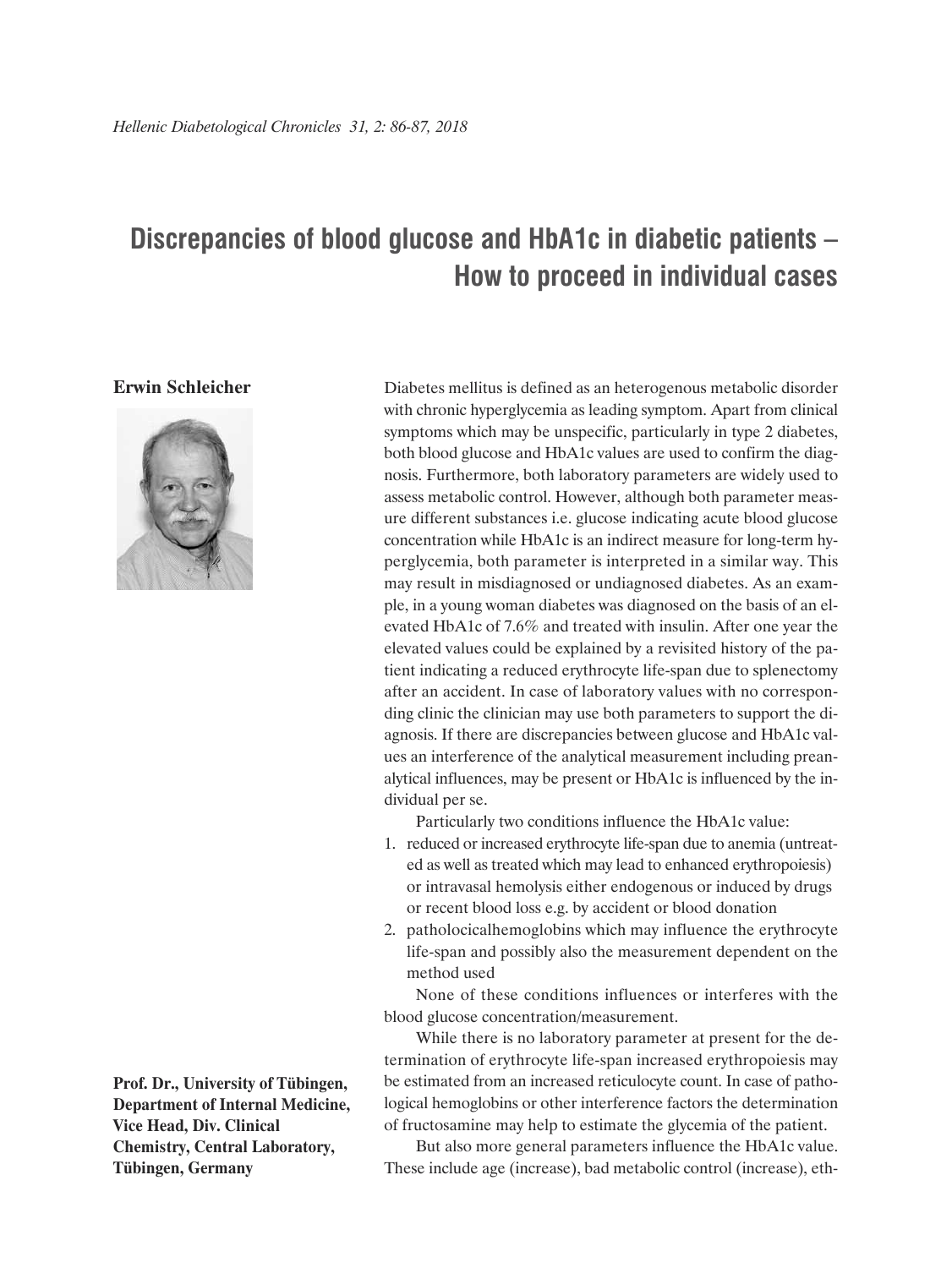# Discrepancies of blood glucose and HbA1c in diabetic patients – How to proceed in individual cases

**Erwin Schleicher**

**Prof. Dr., University of Tübingen, Department of Internal Medicine, Vice Head, Div. Clinical Chemistry, Central Laboratory, Tübingen, Germany**

Diabetes mellitus is defined as an heterogenous metabolic disorder with chronic hyperglycemia as leading symptom. Apart from clinical symptoms which may be unspecific, particularly in type 2 diabetes, both blood glucose and HbA1c values are used to confirm the diagnosis. Furthermore, both laboratory parameters are widely used to assess metabolic control. However, although both parameter measure different substances i.e. glucose indicating acute blood glucose concentration while HbA1c is an indirect measure for long-term hyperglycemia, both parameter is interpreted in a similar way. This may result in misdiagnosed or undiagnosed diabetes. As an example, in a young woman diabetes was diagnosed on the basis of an elevated HbA1c of 7.6% and treated with insulin. After one year the elevated values could be explained by a revisited history of the patient indicating a reduced erythrocyte life-span due to splenectomy after an accident. In case of laboratory values with no corresponding clinic the clinician may use both parameters to support the diagnosis. If there are discrepancies between glucose and HbA1c values an interference of the analytical measurement including preanalytical influences, may be present or HbA1c is influenced by the individual per se.

Particularly two conditions influence the HbA1c value:

1. reduced or increased erythrocyte life-span due to anemia (untreated as well as treated which may lead to enhanced erythropoiesis) or intravasal hemolysis either endogenous or induced by drugs or recent blood loss e.g. by accident or blood donation
2. patholocicalhemoglobins which may influence the erythrocyte life-span and possibly also the measurement dependent on the method used

None of these conditions influences or interferes with the blood glucose concentration/measurement.

While there is no laboratory parameter at present for the determination of erythrocyte life-span increased erythropoiesis may be estimated from an increased reticulocyte count. In case of pathological hemoglobins or other interference factors the determination of fructosamine may help to estimate the glycemia of the patient.

But also more general parameters influence the HbA1c value. These include age (increase), bad metabolic control (increase), eth-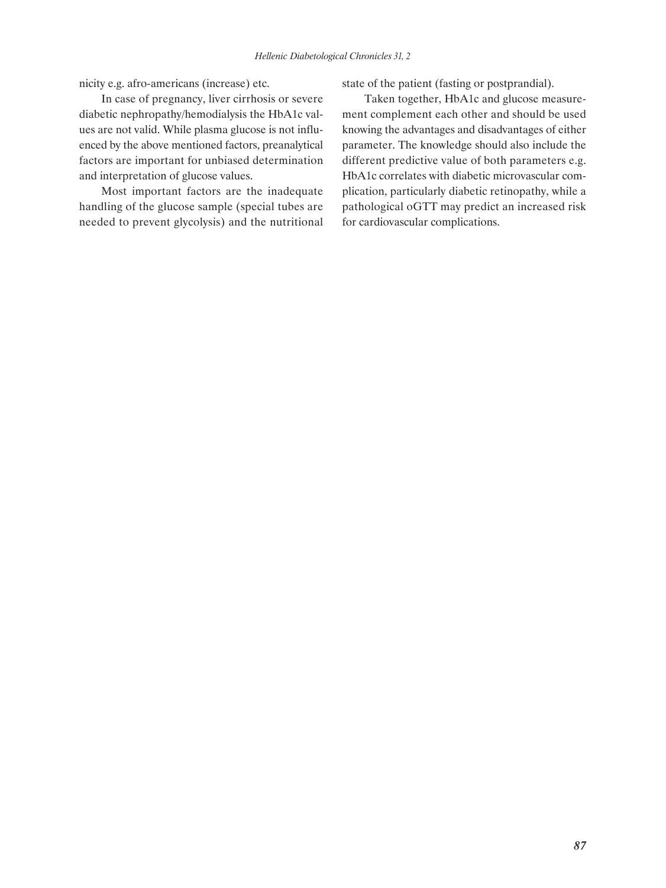nicity e.g. afro-americans (increase) etc.

In case of pregnancy, liver cirrhosis or severe diabetic nephropathy/hemodialysis the HbA1c values are not valid. While plasma glucose is not influenced by the above mentioned factors, preanalytical factors are important for unbiased determination and interpretation of glucose values.

Most important factors are the inadequate handling of the glucose sample (special tubes are needed to prevent glycolysis) and the nutritional state of the patient (fasting or postprandial).

Taken together, HbA1c and glucose measurement complement each other and should be used knowing the advantages and disadvantages of either parameter. The knowledge should also include the different predictive value of both parameters e.g. HbA1c correlates with diabetic microvascular complication, particularly diabetic retinopathy, while a pathological oGTT may predict an increased risk for cardiovascular complications.